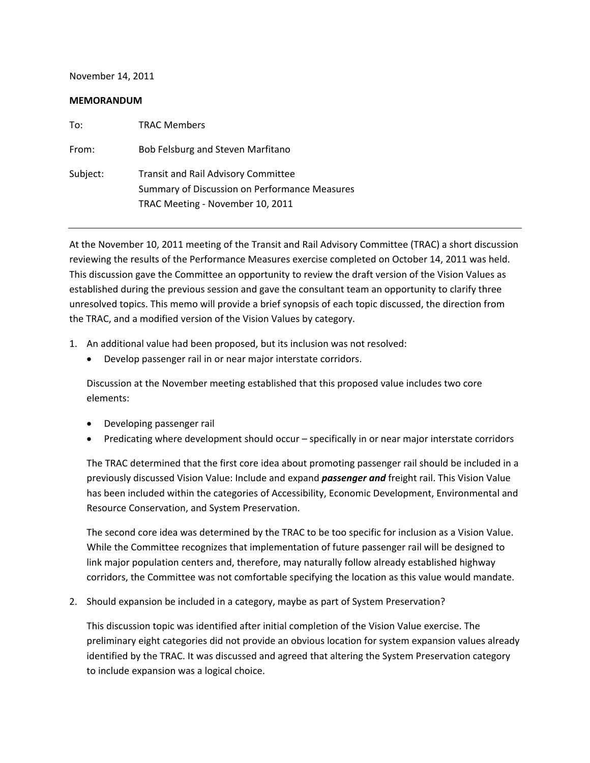November 14, 2011

**MEMORANDUM**

| | |
|---|---|
| To: | TRAC Members |
| From: | Bob Felsburg and Steven Marfitano |
| Subject: | Transit and Rail Advisory Committee<br>Summary of Discussion on Performance Measures<br>TRAC Meeting - November 10, 2011 |

---

At the November 10, 2011 meeting of the Transit and Rail Advisory Committee (TRAC) a short discussion reviewing the results of the Performance Measures exercise completed on October 14, 2011 was held. This discussion gave the Committee an opportunity to review the draft version of the Vision Values as established during the previous session and gave the consultant team an opportunity to clarify three unresolved topics. This memo will provide a brief synopsis of each topic discussed, the direction from the TRAC, and a modified version of the Vision Values by category.

1. An additional value had been proposed, but its inclusion was not resolved:
   - Develop passenger rail in or near major interstate corridors.

   Discussion at the November meeting established that this proposed value includes two core elements:

   - Developing passenger rail
   - Predicating where development should occur – specifically in or near major interstate corridors

   The TRAC determined that the first core idea about promoting passenger rail should be included in a previously discussed Vision Value: Include and expand ***passenger and*** freight rail. This Vision Value has been included within the categories of Accessibility, Economic Development, Environmental and Resource Conservation, and System Preservation.

   The second core idea was determined by the TRAC to be too specific for inclusion as a Vision Value. While the Committee recognizes that implementation of future passenger rail will be designed to link major population centers and, therefore, may naturally follow already established highway corridors, the Committee was not comfortable specifying the location as this value would mandate.

2. Should expansion be included in a category, maybe as part of System Preservation?

   This discussion topic was identified after initial completion of the Vision Value exercise. The preliminary eight categories did not provide an obvious location for system expansion values already identified by the TRAC. It was discussed and agreed that altering the System Preservation category to include expansion was a logical choice.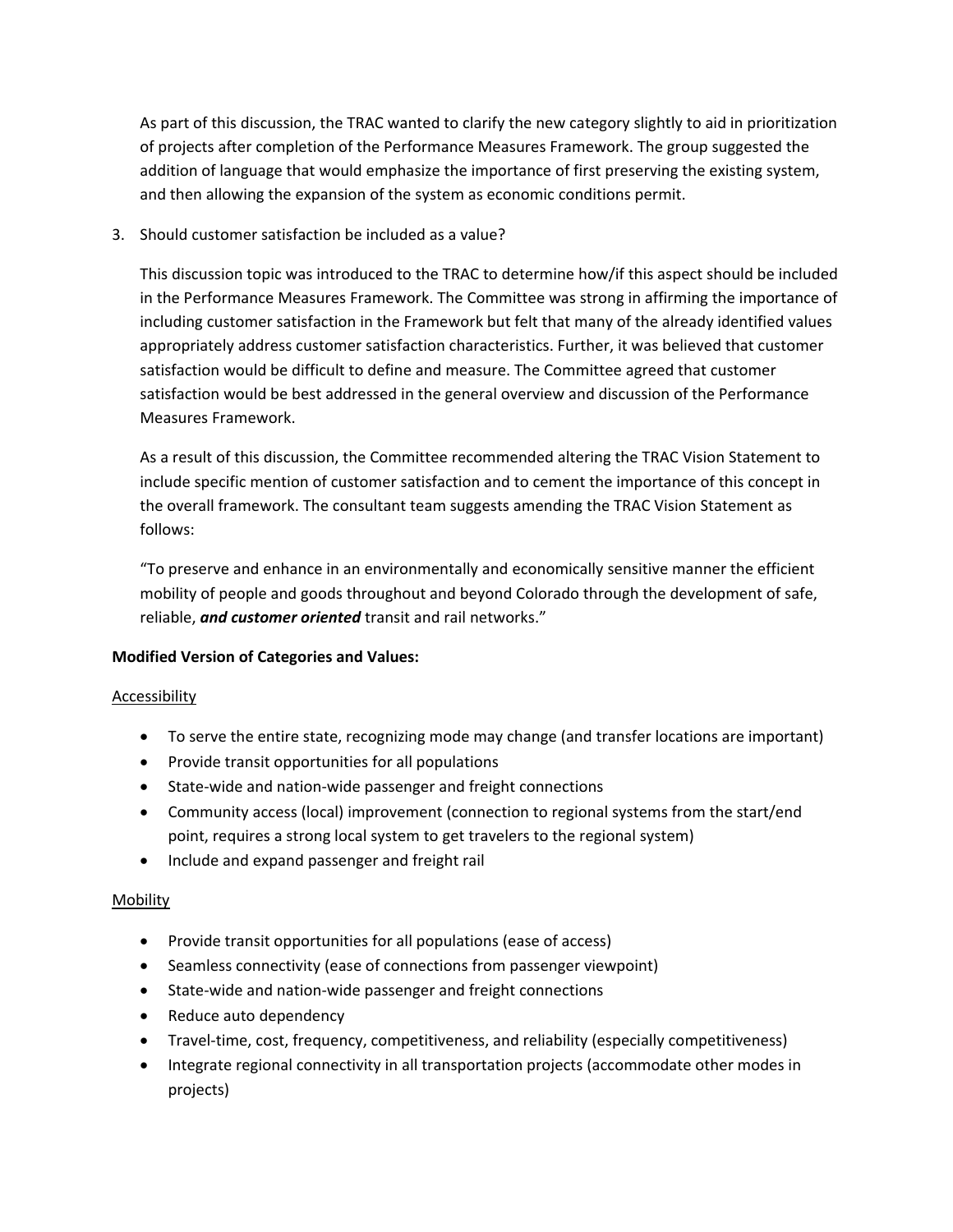As part of this discussion, the TRAC wanted to clarify the new category slightly to aid in prioritization of projects after completion of the Performance Measures Framework. The group suggested the addition of language that would emphasize the importance of first preserving the existing system, and then allowing the expansion of the system as economic conditions permit.

3. Should customer satisfaction be included as a value?

   This discussion topic was introduced to the TRAC to determine how/if this aspect should be included in the Performance Measures Framework. The Committee was strong in affirming the importance of including customer satisfaction in the Framework but felt that many of the already identified values appropriately address customer satisfaction characteristics. Further, it was believed that customer satisfaction would be difficult to define and measure. The Committee agreed that customer satisfaction would be best addressed in the general overview and discussion of the Performance Measures Framework.

   As a result of this discussion, the Committee recommended altering the TRAC Vision Statement to include specific mention of customer satisfaction and to cement the importance of this concept in the overall framework. The consultant team suggests amending the TRAC Vision Statement as follows:

   "To preserve and enhance in an environmentally and economically sensitive manner the efficient mobility of people and goods throughout and beyond Colorado through the development of safe, reliable, ***and customer oriented*** transit and rail networks."

**Modified Version of Categories and Values:**

Accessibility

- To serve the entire state, recognizing mode may change (and transfer locations are important)
- Provide transit opportunities for all populations
- State-wide and nation-wide passenger and freight connections
- Community access (local) improvement (connection to regional systems from the start/end point, requires a strong local system to get travelers to the regional system)
- Include and expand passenger and freight rail

Mobility

- Provide transit opportunities for all populations (ease of access)
- Seamless connectivity (ease of connections from passenger viewpoint)
- State-wide and nation-wide passenger and freight connections
- Reduce auto dependency
- Travel-time, cost, frequency, competitiveness, and reliability (especially competitiveness)
- Integrate regional connectivity in all transportation projects (accommodate other modes in projects)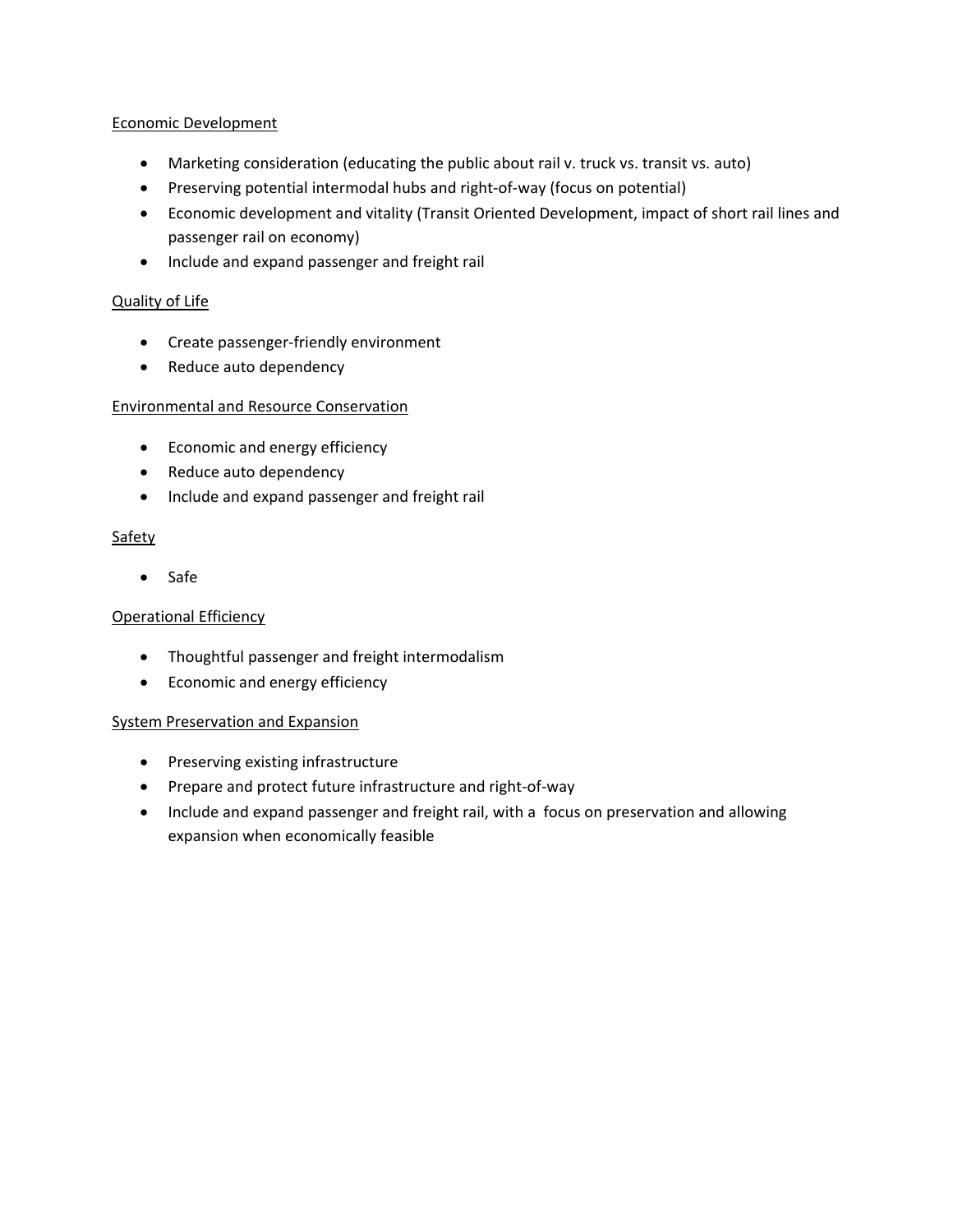<u>Economic Development</u>

- Marketing consideration (educating the public about rail v. truck vs. transit vs. auto)
- Preserving potential intermodal hubs and right-of-way (focus on potential)
- Economic development and vitality (Transit Oriented Development, impact of short rail lines and passenger rail on economy)
- Include and expand passenger and freight rail

<u>Quality of Life</u>

- Create passenger-friendly environment
- Reduce auto dependency

<u>Environmental and Resource Conservation</u>

- Economic and energy efficiency
- Reduce auto dependency
- Include and expand passenger and freight rail

<u>Safety</u>

- Safe

<u>Operational Efficiency</u>

- Thoughtful passenger and freight intermodalism
- Economic and energy efficiency

<u>System Preservation and Expansion</u>

- Preserving existing infrastructure
- Prepare and protect future infrastructure and right-of-way
- Include and expand passenger and freight rail, with a focus on preservation and allowing expansion when economically feasible